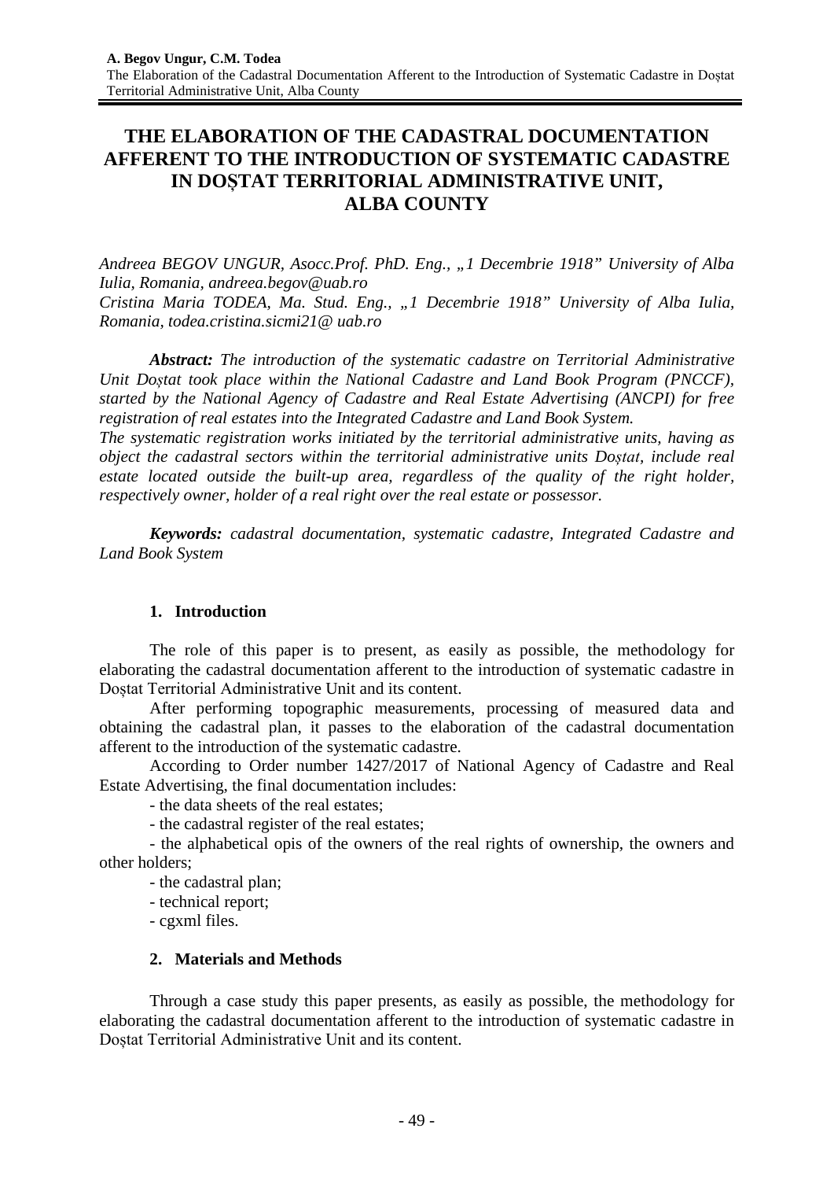# THE ELABORATION OF THE CADASTRAL DOCUMENTATION AFFERENT TO THE INTRODUCTION OF SYSTEMATIC CADASTRE IN DOȘTAT TERRITORIAL ADMINISTRATIVE UNIT, ALBA COUNTY

*Andreea BEGOV UNGUR, Asocc.Prof. PhD. Eng., „1 Decembrie 1918" University of Alba Iulia, Romania, andreea.begov@uab.ro*
*Cristina Maria TODEA, Ma. Stud. Eng., „1 Decembrie 1918" University of Alba Iulia, Romania, todea.cristina.sicmi21@ uab.ro*

***Abstract:*** *The introduction of the systematic cadastre on Territorial Administrative Unit Doștat took place within the National Cadastre and Land Book Program (PNCCF), started by the National Agency of Cadastre and Real Estate Advertising (ANCPI) for free registration of real estates into the Integrated Cadastre and Land Book System.*
*The systematic registration works initiated by the territorial administrative units, having as object the cadastral sectors within the territorial administrative units Doștat, include real estate located outside the built-up area, regardless of the quality of the right holder, respectively owner, holder of a real right over the real estate or possessor.*

***Keywords:*** *cadastral documentation, systematic cadastre, Integrated Cadastre and Land Book System*

## 1. Introduction

The role of this paper is to present, as easily as possible, the methodology for elaborating the cadastral documentation afferent to the introduction of systematic cadastre in Doștat Territorial Administrative Unit and its content.

After performing topographic measurements, processing of measured data and obtaining the cadastral plan, it passes to the elaboration of the cadastral documentation afferent to the introduction of the systematic cadastre.

According to Order number 1427/2017 of National Agency of Cadastre and Real Estate Advertising, the final documentation includes:

- the data sheets of the real estates;
- the cadastral register of the real estates;
- the alphabetical opis of the owners of the real rights of ownership, the owners and other holders;
- the cadastral plan;
- technical report;
- cgxml files.

## 2. Materials and Methods

Through a case study this paper presents, as easily as possible, the methodology for elaborating the cadastral documentation afferent to the introduction of systematic cadastre in Doștat Territorial Administrative Unit and its content.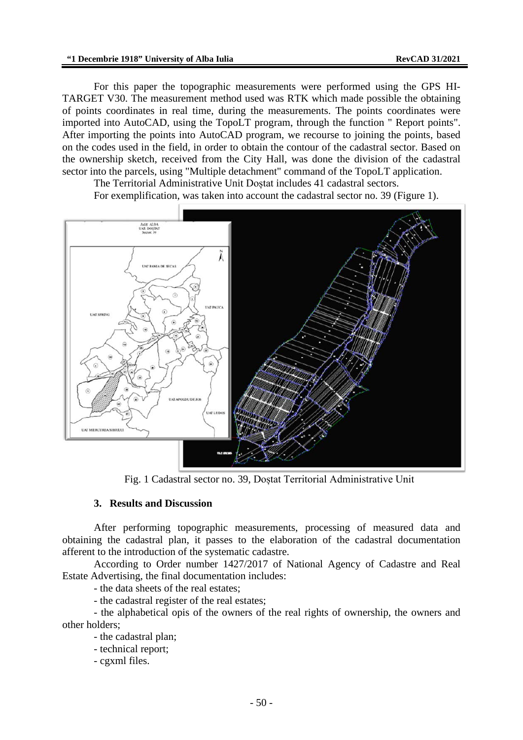For this paper the topographic measurements were performed using the GPS HI-TARGET V30. The measurement method used was RTK which made possible the obtaining of points coordinates in real time, during the measurements. The points coordinates were imported into AutoCAD, using the TopoLT program, through the function " Report points". After importing the points into AutoCAD program, we recourse to joining the points, based on the codes used in the field, in order to obtain the contour of the cadastral sector. Based on the ownership sketch, received from the City Hall, was done the division of the cadastral sector into the parcels, using "Multiple detachment" command of the TopoLT application.

The Territorial Administrative Unit Doștat includes 41 cadastral sectors.

For exemplification, was taken into account the cadastral sector no. 39 (Figure 1).

Fig. 1 Cadastral sector no. 39, Doștat Territorial Administrative Unit

### 3. Results and Discussion

After performing topographic measurements, processing of measured data and obtaining the cadastral plan, it passes to the elaboration of the cadastral documentation afferent to the introduction of the systematic cadastre.

According to Order number 1427/2017 of National Agency of Cadastre and Real Estate Advertising, the final documentation includes:

- the data sheets of the real estates;
- the cadastral register of the real estates;
- the alphabetical opis of the owners of the real rights of ownership, the owners and other holders;
- the cadastral plan;
- technical report;
- cgxml files.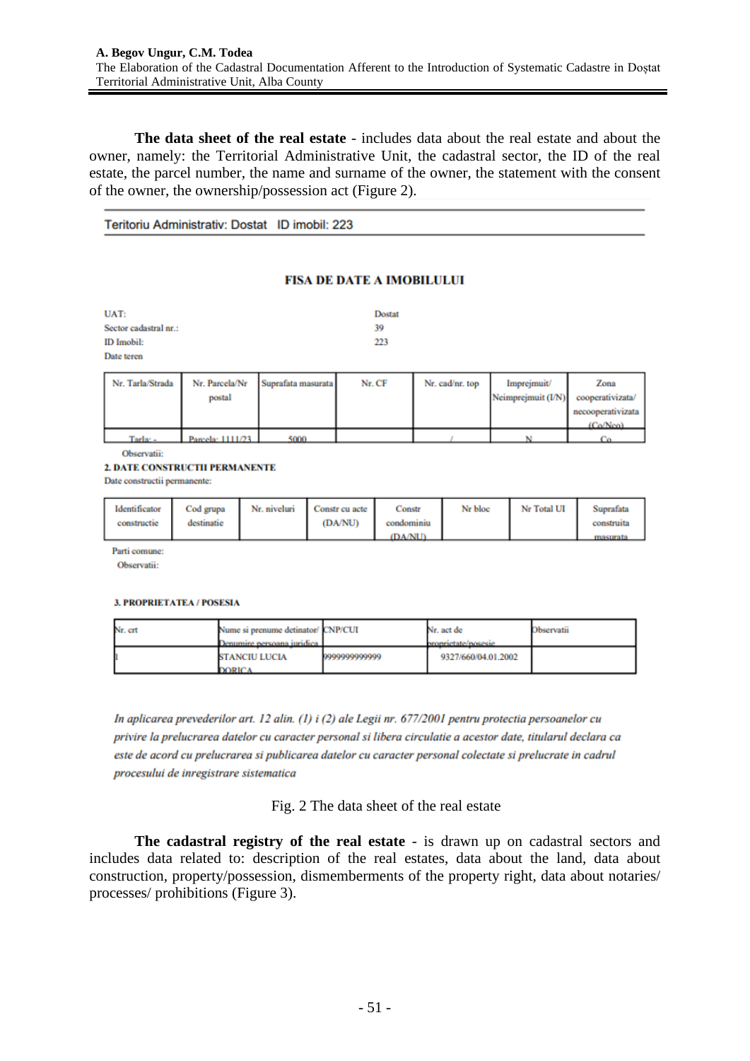**The data sheet of the real estate** - includes data about the real estate and about the owner, namely: the Territorial Administrative Unit, the cadastral sector, the ID of the real estate, the parcel number, the name and surname of the owner, the statement with the consent of the owner, the ownership/possession act (Figure 2).

Teritoriu Administrativ: Dostat ID imobil: 223

**FISA DE DATE A IMOBILULUI**

UAT: Dostat
Sector cadastral nr.: 39
ID Imobil: 223
Date teren

| Nr. Tarla/Strada | Nr. Parcela/Nr postal | Suprafata masurata | Nr. CF | Nr. cad/nr. top | Imprejmuit/ Neimprejmuit (I/N) | Zona cooperativizata/ necooperativizata (Co/Nco) |
|---|---|---|---|---|---|---|
| Tarla: - | Parcela: 1111/23 | 5000 | | / | N | Co |

Observatii:

**2. DATE CONSTRUCTII PERMANENTE**

Date constructii permanente:

| Identificator constructie | Cod grupa destinatie | Nr. niveluri | Constr cu acte (DA/NU) | Constr condominiu (DA/NU) | Nr bloc | Nr Total UI | Suprafata construita masurata |
|---|---|---|---|---|---|---|---|

Parti comune:
Observatii:

**3. PROPRIETATEA / POSESIA**

| Nr. crt | Nume si prenume detinator/ Denumire persoana juridica | CNP/CUI | Nr. act de proprietate/posesie | Observatii |
|---|---|---|---|---|
| 1 | STANCIU LUCIA DORICA | 9999999999999 | 9327/660/04.01.2002 | |

*In aplicarea prevederilor art. 12 alin. (1) i (2) ale Legii nr. 677/2001 pentru protectia persoanelor cu privire la prelucrarea datelor cu caracter personal si libera circulatie a acestor date, titularul declara ca este de acord cu prelucrarea si publicarea datelor cu caracter personal colectate si prelucrate in cadrul procesului de inregistrare sistematica*

Fig. 2 The data sheet of the real estate

**The cadastral registry of the real estate** - is drawn up on cadastral sectors and includes data related to: description of the real estates, data about the land, data about construction, property/possession, dismemberments of the property right, data about notaries/ processes/ prohibitions (Figure 3).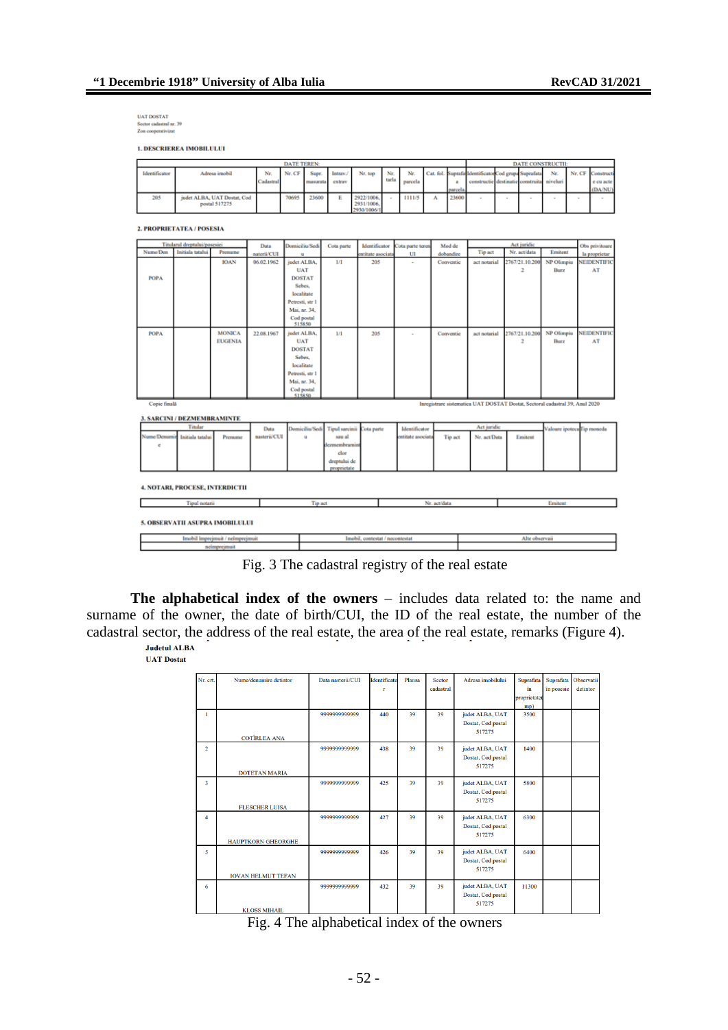UAT DOSTAT
Sector cadastral nr. 39
Zon cooperativizat

**1. DESCRIEREA IMOBILULUI**

| DATE TEREN: | | | | | | | | | | | DATE CONSTRUCTII: | | | | | | |
|---|---|---|---|---|---|---|---|---|---|---|---|---|---|---|---|---|---|
| Identificator | Adresa imobil | Nr. Cadastral | Nr. CF | Supr. masurata | Intrav./extrav | Nr. top | Nr. tarla | Nr. parcela | Cat. fol. | Suprafata parcela | Identificator constructie | Cod grupa destinatie | Suprafata construita | Nr. niveluri | Nr. CF | Constructie cu acte (DA/NU) |
| 205 | judet ALBA, UAT Dostat, Cod postal 517275 | | 70695 | 23600 | E | 2922/1006, 2931/1006, 2930/1006/1 | - | 1111/5 | A | 23600 | - | - | - | - | - | - |

**2. PROPRIETATEA / POSESIA**

| Titularul dreptului/posesiei | | | Data nasterii/CUI | Domiciliu/Sediu | Cota parte | Identificator entitate asociata | Cota parte teren UI | Mod de dobandire | Act juridic | | | Obs privitoare la proprietar |
|---|---|---|---|---|---|---|---|---|---|---|---|---|
| Nume/Den | Initiala tatalui | Prenume | | | | | | | Tip act | Nr. act/data | Emitent | |
| POPA | | IOAN | 06.02.1962 | judet ALBA, UAT DOSTAT Sebes, localitate Petresti, str 1 Mai, nr. 34, Cod postal 515850 | 1/1 | 205 | - | Conventie | act notarial | 2767/21.10.2002 | NP Olimpiu Burz | NEIDENTIFICAT |
| POPA | | MONICA EUGENIA | 22.08.1967 | judet ALBA, UAT DOSTAT Sebes, localitate Petresti, str 1 Mai, nr. 34, Cod postal 515850 | 1/1 | 205 | - | Conventie | act notarial | 2767/21.10.2002 | NP Olimpiu Burz | NEIDENTIFICAT |

Copie finală — Inregistrare sistematica UAT DOSTAT Dostat, Sectorul cadastral 39, Anul 2020

**3. SARCINI / DEZMEMBRAMINTE**

| Titular | | | Data nasterii/CUI | Domiciliu/Sediu | Tipul sarcinii sau al dezmembramintelor dreptului de proprietate | Cota parte | Identificator entitate asociata | Act juridic | | | Valoare ipoteca | Tip moneda |
|---|---|---|---|---|---|---|---|---|---|---|---|---|
| Nume/Denumire | Initiala tatalui | Prenume | | | | | | Tip act | Nr. act/Data | Emitent | | |

**4. NOTARI, PROCESE, INTERDICTII**

| Tipul notarii | Tip act | Nr. act/data | Emitent |
|---|---|---|---|

**5. OBSERVATII ASUPRA IMOBILULUI**

| Imobil împrejmuit / neîmprejmuit | Imobil, contestat / necontestat | Alte observaţii |
|---|---|---|
| neîmprejmuit | | |

Fig. 3 The cadastral registry of the real estate

**The alphabetical index of the owners** – includes data related to: the name and surname of the owner, the date of birth/CUI, the ID of the real estate, the number of the cadastral sector, the address of the real estate, the area of the real estate, remarks (Figure 4).

**Judetul ALBA**
**UAT Dostat**

| Nr. crt. | Nume/denumire detintor | Data nasterii/CUI | Identificator | Plansa | Sector cadastral | Adresa imobilului | Suprafata in proprietate (mp) | Suprafata in posesie | Observatii detintor |
|---|---|---|---|---|---|---|---|---|---|
| 1 | COTÎRLEA ANA | 9999999999999 | 440 | 39 | 39 | judet ALBA, UAT Dostat, Cod postal 517275 | 3500 | | |
| 2 | DOTETAN MARIA | 9999999999999 | 438 | 39 | 39 | judet ALBA, UAT Dostat, Cod postal 517275 | 1400 | | |
| 3 | FLESCHER LUISA | 9999999999999 | 425 | 39 | 39 | judet ALBA, UAT Dostat, Cod postal 517275 | 5800 | | |
| 4 | HAUPTKORN GHEORGHE | 9999999999999 | 427 | 39 | 39 | judet ALBA, UAT Dostat, Cod postal 517275 | 6300 | | |
| 5 | IOVAN HELMUT TEFAN | 9999999999999 | 426 | 39 | 39 | judet ALBA, UAT Dostat, Cod postal 517275 | 6400 | | |
| 6 | KLOSS MIHAIL | 9999999999999 | 432 | 39 | 39 | judet ALBA, UAT Dostat, Cod postal 517275 | 11300 | | |

Fig. 4 The alphabetical index of the owners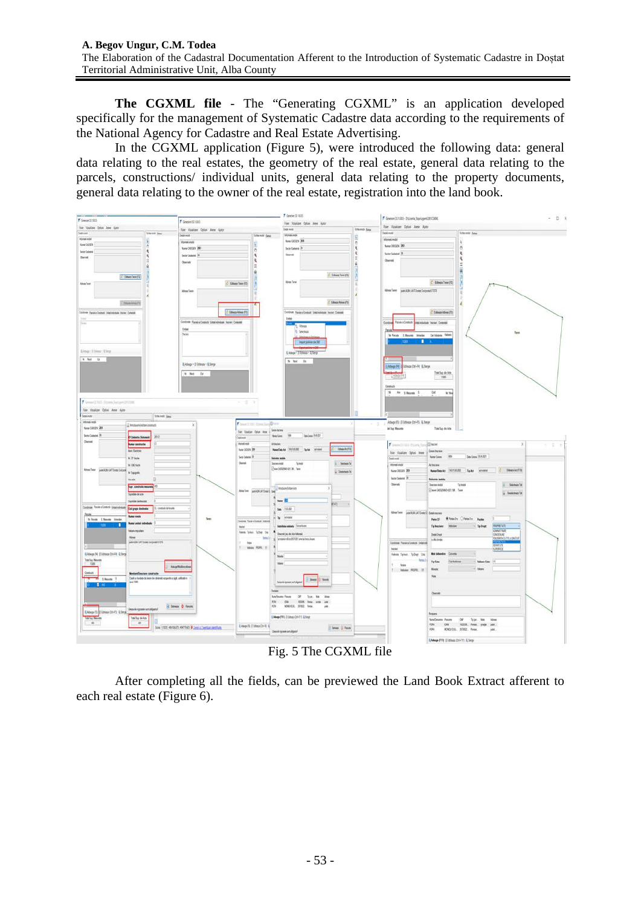**The CGXML file** - The "Generating CGXML" is an application developed specifically for the management of Systematic Cadastre data according to the requirements of the National Agency for Cadastre and Real Estate Advertising.

In the CGXML application (Figure 5), were introduced the following data: general data relating to the real estates, the geometry of the real estate, general data relating to the parcels, constructions/ individual units, general data relating to the property documents, general data relating to the owner of the real estate, registration into the land book.

Fig. 5 The CGXML file

After completing all the fields, can be previewed the Land Book Extract afferent to each real estate (Figure 6).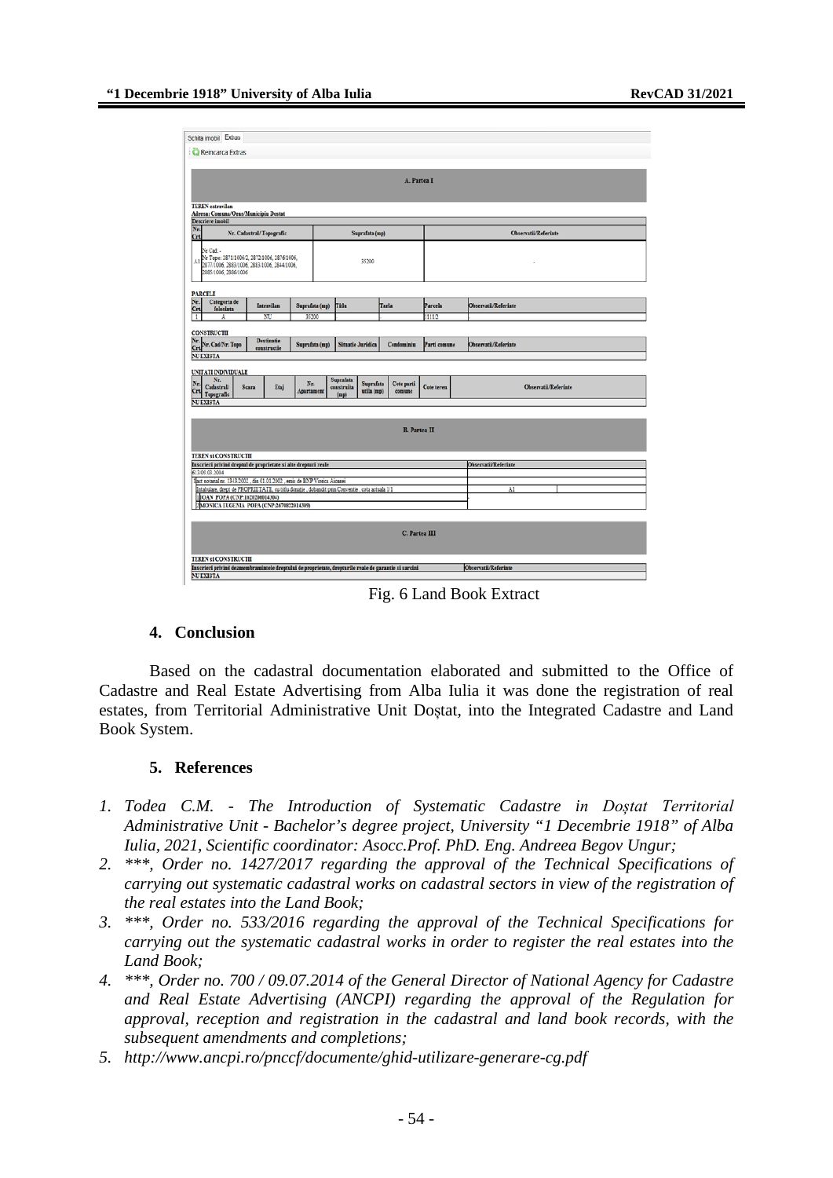Fig. 6 Land Book Extract

## 4. Conclusion

Based on the cadastral documentation elaborated and submitted to the Office of Cadastre and Real Estate Advertising from Alba Iulia it was done the registration of real estates, from Territorial Administrative Unit Doștat, into the Integrated Cadastre and Land Book System.

## 5. References

1. *Todea C.M. - The Introduction of Systematic Cadastre in Doștat Territorial Administrative Unit - Bachelor's degree project, University "1 Decembrie 1918" of Alba Iulia, 2021, Scientific coordinator: Asocc.Prof. PhD. Eng. Andreea Begov Ungur;*
2. *\*\*\*, Order no. 1427/2017 regarding the approval of the Technical Specifications of carrying out systematic cadastral works on cadastral sectors in view of the registration of the real estates into the Land Book;*
3. *\*\*\*, Order no. 533/2016 regarding the approval of the Technical Specifications for carrying out the systematic cadastral works in order to register the real estates into the Land Book;*
4. *\*\*\*, Order no. 700 / 09.07.2014 of the General Director of National Agency for Cadastre and Real Estate Advertising (ANCPI) regarding the approval of the Regulation for approval, reception and registration in the cadastral and land book records, with the subsequent amendments and completions;*
5. *http://www.ancpi.ro/pnccf/documente/ghid-utilizare-generare-cg.pdf*